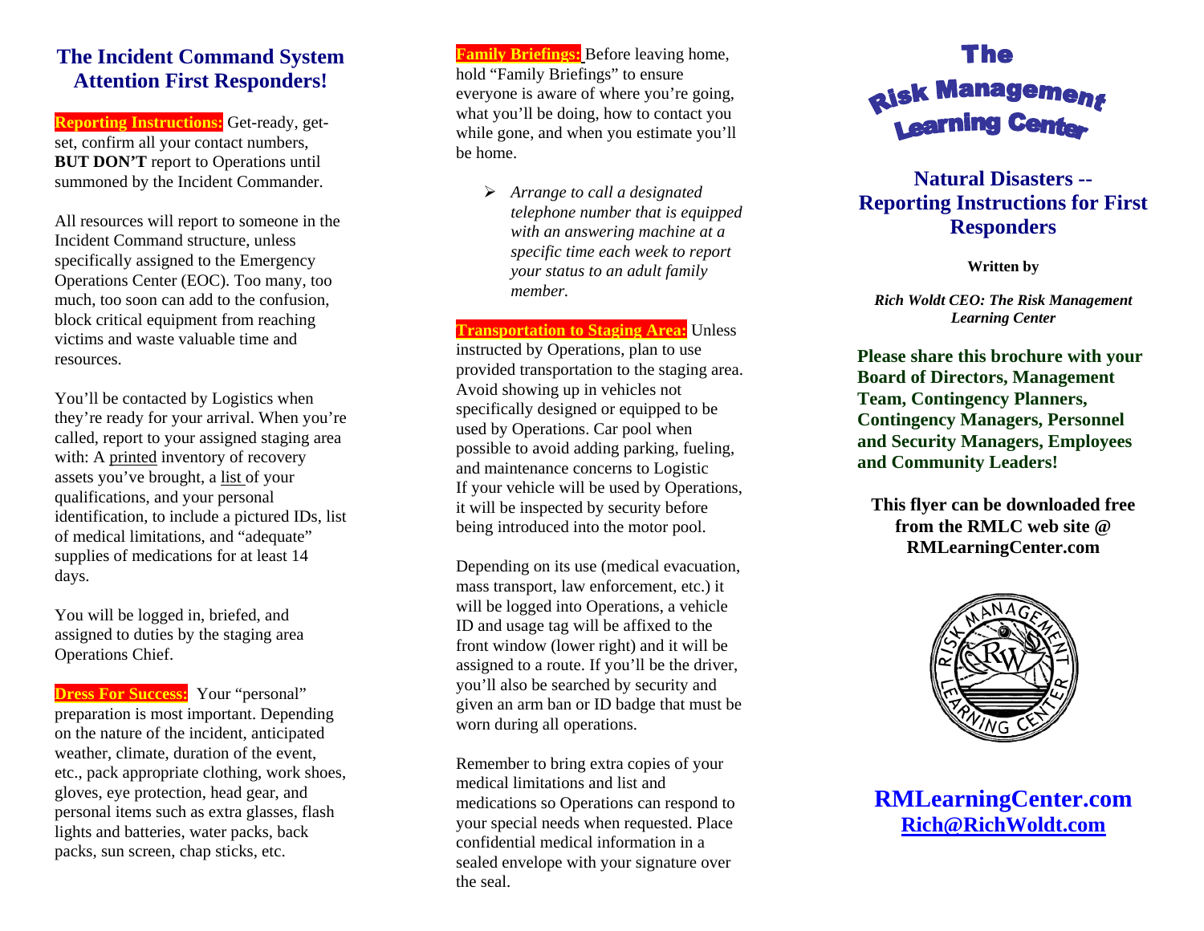## The Incident Command System Attention First Responders!

**Reporting Instructions:** Get-ready, get-set, confirm all your contact numbers, **BUT DON'T** report to Operations until summoned by the Incident Commander.

All resources will report to someone in the Incident Command structure, unless specifically assigned to the Emergency Operations Center (EOC). Too many, too much, too soon can add to the confusion, block critical equipment from reaching victims and waste valuable time and resources.

You'll be contacted by Logistics when they're ready for your arrival. When you're called, report to your assigned staging area with: A printed inventory of recovery assets you've brought, a list of your qualifications, and your personal identification, to include a pictured IDs, list of medical limitations, and "adequate" supplies of medications for at least 14 days.

You will be logged in, briefed, and assigned to duties by the staging area Operations Chief.

**Dress For Success:** Your "personal" preparation is most important. Depending on the nature of the incident, anticipated weather, climate, duration of the event, etc., pack appropriate clothing, work shoes, gloves, eye protection, head gear, and personal items such as extra glasses, flash lights and batteries, water packs, back packs, sun screen, chap sticks, etc.

**Family Briefings:** Before leaving home, hold "Family Briefings" to ensure everyone is aware of where you're going, what you'll be doing, how to contact you while gone, and when you estimate you'll be home.

- *Arrange to call a designated telephone number that is equipped with an answering machine at a specific time each week to report your status to an adult family member.*

**Transportation to Staging Area:** Unless instructed by Operations, plan to use provided transportation to the staging area. Avoid showing up in vehicles not specifically designed or equipped to be used by Operations. Car pool when possible to avoid adding parking, fueling, and maintenance concerns to Logistic If your vehicle will be used by Operations, it will be inspected by security before being introduced into the motor pool.

Depending on its use (medical evacuation, mass transport, law enforcement, etc.) it will be logged into Operations, a vehicle ID and usage tag will be affixed to the front window (lower right) and it will be assigned to a route. If you'll be the driver, you'll also be searched by security and given an arm ban or ID badge that must be worn during all operations.

Remember to bring extra copies of your medical limitations and list and medications so Operations can respond to your special needs when requested. Place confidential medical information in a sealed envelope with your signature over the seal.

# The Risk Management Learning Center

## Natural Disasters -- Reporting Instructions for First Responders

**Written by**

***Rich Woldt CEO: The Risk Management Learning Center***

**Please share this brochure with your Board of Directors, Management Team, Contingency Planners, Contingency Managers, Personnel and Security Managers, Employees and Community Leaders!**

**This flyer can be downloaded free from the RMLC web site @ RMLearningCenter.com**

RISK MANAGEMENT LEARNING CENTER RW

**RMLearningCenter.com**
**Rich@RichWoldt.com**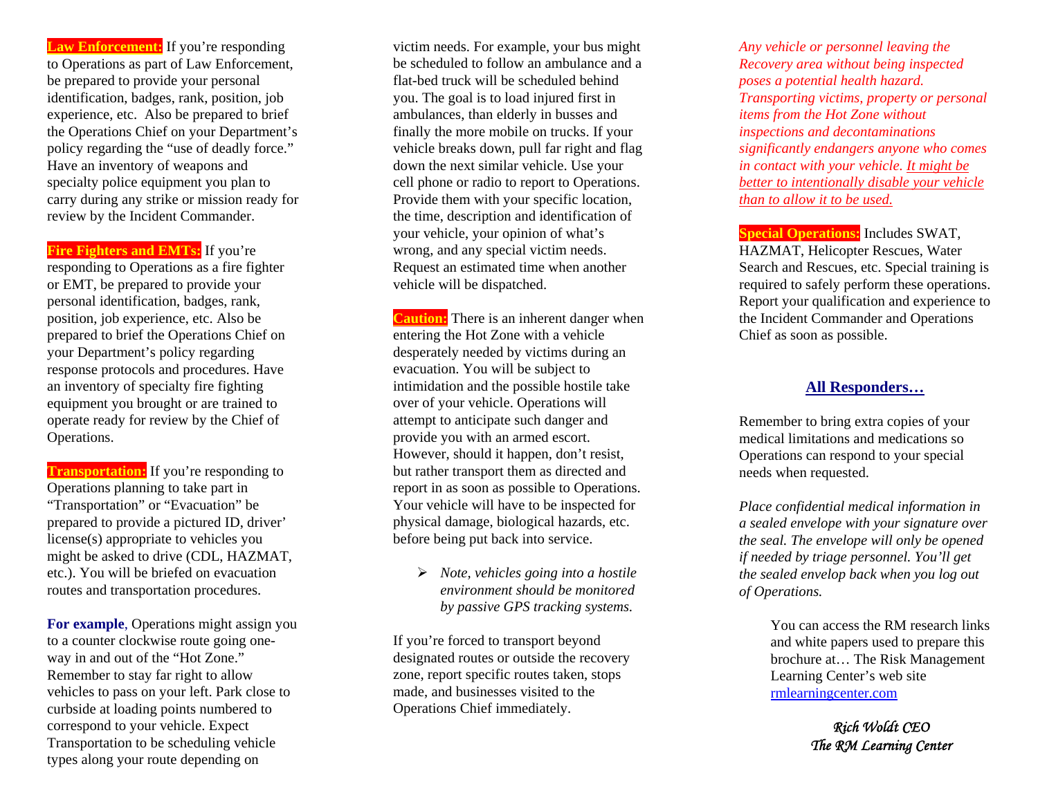**Law Enforcement:** If you're responding to Operations as part of Law Enforcement, be prepared to provide your personal identification, badges, rank, position, job experience, etc. Also be prepared to brief the Operations Chief on your Department's policy regarding the "use of deadly force." Have an inventory of weapons and specialty police equipment you plan to carry during any strike or mission ready for review by the Incident Commander.

**Fire Fighters and EMTs:** If you're responding to Operations as a fire fighter or EMT, be prepared to provide your personal identification, badges, rank, position, job experience, etc. Also be prepared to brief the Operations Chief on your Department's policy regarding response protocols and procedures. Have an inventory of specialty fire fighting equipment you brought or are trained to operate ready for review by the Chief of Operations.

**Transportation:** If you're responding to Operations planning to take part in "Transportation" or "Evacuation" be prepared to provide a pictured ID, driver' license(s) appropriate to vehicles you might be asked to drive (CDL, HAZMAT, etc.). You will be briefed on evacuation routes and transportation procedures.

**For example**, Operations might assign you to a counter clockwise route going one-way in and out of the "Hot Zone." Remember to stay far right to allow vehicles to pass on your left. Park close to curbside at loading points numbered to correspond to your vehicle. Expect Transportation to be scheduling vehicle types along your route depending on victim needs. For example, your bus might be scheduled to follow an ambulance and a flat-bed truck will be scheduled behind you. The goal is to load injured first in ambulances, than elderly in busses and finally the more mobile on trucks. If your vehicle breaks down, pull far right and flag down the next similar vehicle. Use your cell phone or radio to report to Operations. Provide them with your specific location, the time, description and identification of your vehicle, your opinion of what's wrong, and any special victim needs. Request an estimated time when another vehicle will be dispatched.

**Caution:** There is an inherent danger when entering the Hot Zone with a vehicle desperately needed by victims during an evacuation. You will be subject to intimidation and the possible hostile take over of your vehicle. Operations will attempt to anticipate such danger and provide you with an armed escort. However, should it happen, don't resist, but rather transport them as directed and report in as soon as possible to Operations. Your vehicle will have to be inspected for physical damage, biological hazards, etc. before being put back into service.

- *Note, vehicles going into a hostile environment should be monitored by passive GPS tracking systems.*

If you're forced to transport beyond designated routes or outside the recovery zone, report specific routes taken, stops made, and businesses visited to the Operations Chief immediately.

*Any vehicle or personnel leaving the Recovery area without being inspected poses a potential health hazard. Transporting victims, property or personal items from the Hot Zone without inspections and decontaminations significantly endangers anyone who comes in contact with your vehicle. It might be better to intentionally disable your vehicle than to allow it to be used.*

**Special Operations:** Includes SWAT, HAZMAT, Helicopter Rescues, Water Search and Rescues, etc. Special training is required to safely perform these operations. Report your qualification and experience to the Incident Commander and Operations Chief as soon as possible.

## All Responders…

Remember to bring extra copies of your medical limitations and medications so Operations can respond to your special needs when requested.

*Place confidential medical information in a sealed envelope with your signature over the seal. The envelope will only be opened if needed by triage personnel. You'll get the sealed envelop back when you log out of Operations.*

You can access the RM research links and white papers used to prepare this brochure at… The Risk Management Learning Center's web site rmlearningcenter.com

*Rich Woldt CEO*
*The RM Learning Center*